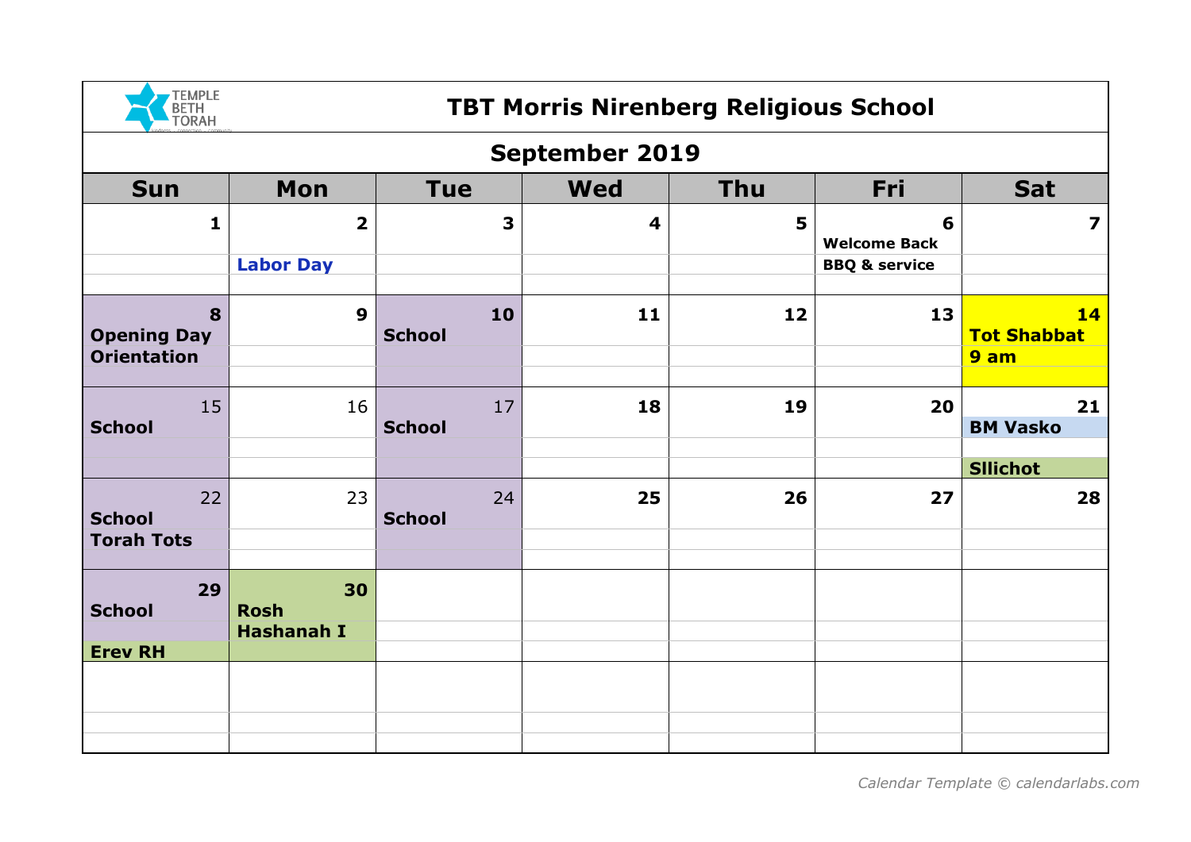# TBT Morris Nirenberg Religious School

## September 2019

| Sun | Mon | Tue | Wed | Thu | Fri | Sat |
|---|---|---|---|---|---|---|
| 1 | 2<br>**Labor Day** | 3 | 4 | 5 | 6<br>**Welcome Back BBQ & service** | 7 |
| 8<br>**Opening Day Orientation** | 9 | 10<br>**School** | 11 | 12 | 13 | 14<br>**Tot Shabbat 9 am** |
| 15<br>**School** | 16 | 17<br>**School** | 18 | 19 | 20 | 21<br>**BM Vasko**<br>**Sllichot** |
| 22<br>**School**<br>**Torah Tots** | 23 | 24<br>**School** | 25 | 26 | 27 | 28 |
| 29<br>**School**<br>**Erev RH** | 30<br>**Rosh Hashanah I** | | | | | |
| | | | | | | |

*Calendar Template © calendarlabs.com*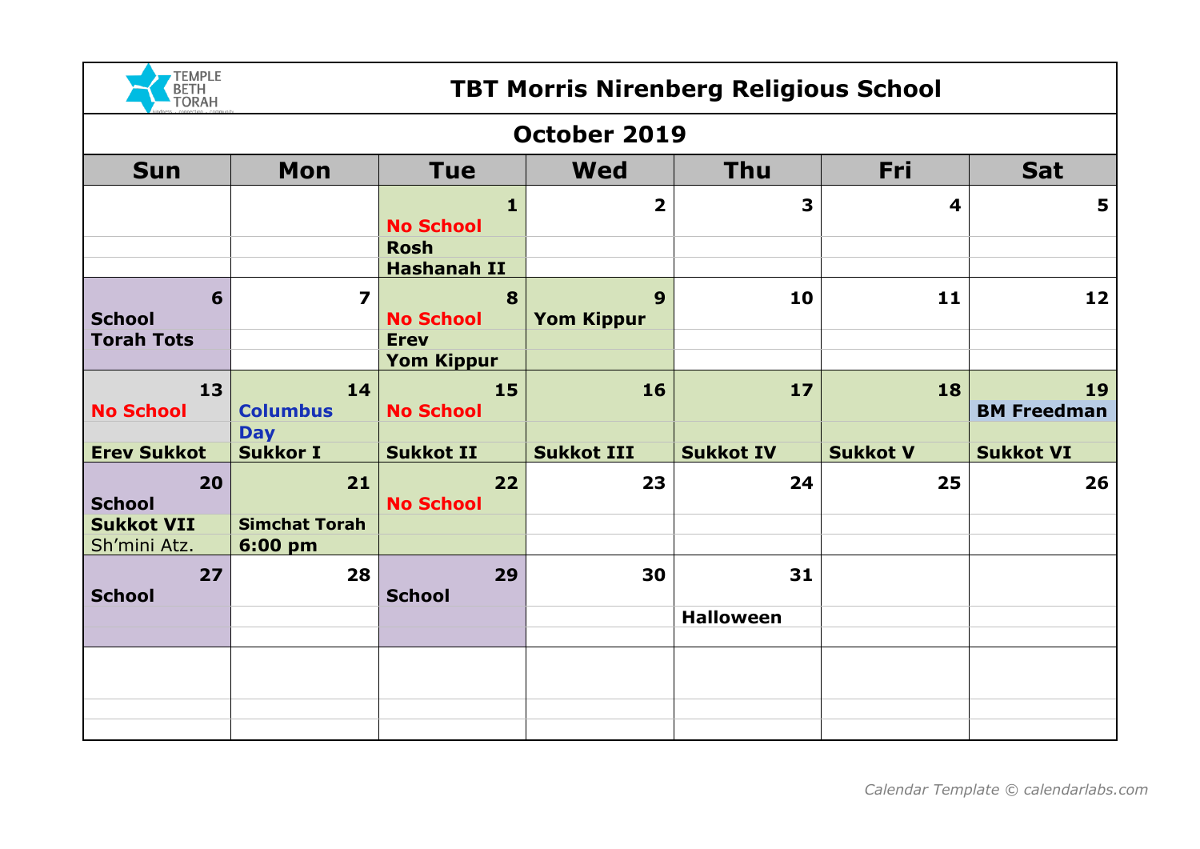# TBT Morris Nirenberg Religious School

## October 2019

| Sun | Mon | Tue | Wed | Thu | Fri | Sat |
|---|---|---|---|---|---|---|
| | | **1** No School Rosh Hashanah II | **2** | **3** | **4** | **5** |
| **6** School Torah Tots | **7** | **8** No School Erev Yom Kippur | **9** Yom Kippur | **10** | **11** | **12** |
| **13** No School Erev Sukkot | **14** Columbus Day Sukkor I | **15** No School Sukkot II | **16** Sukkot III | **17** Sukkot IV | **18** Sukkot V | **19** BM Freedman Sukkot VI |
| **20** School Sukkot VII Sh'mini Atz. | **21** Simchat Torah 6:00 pm | **22** No School | **23** | **24** | **25** | **26** |
| **27** School | **28** | **29** School | **30** | **31** Halloween | | |
| | | | | | | |

*Calendar Template © calendarlabs.com*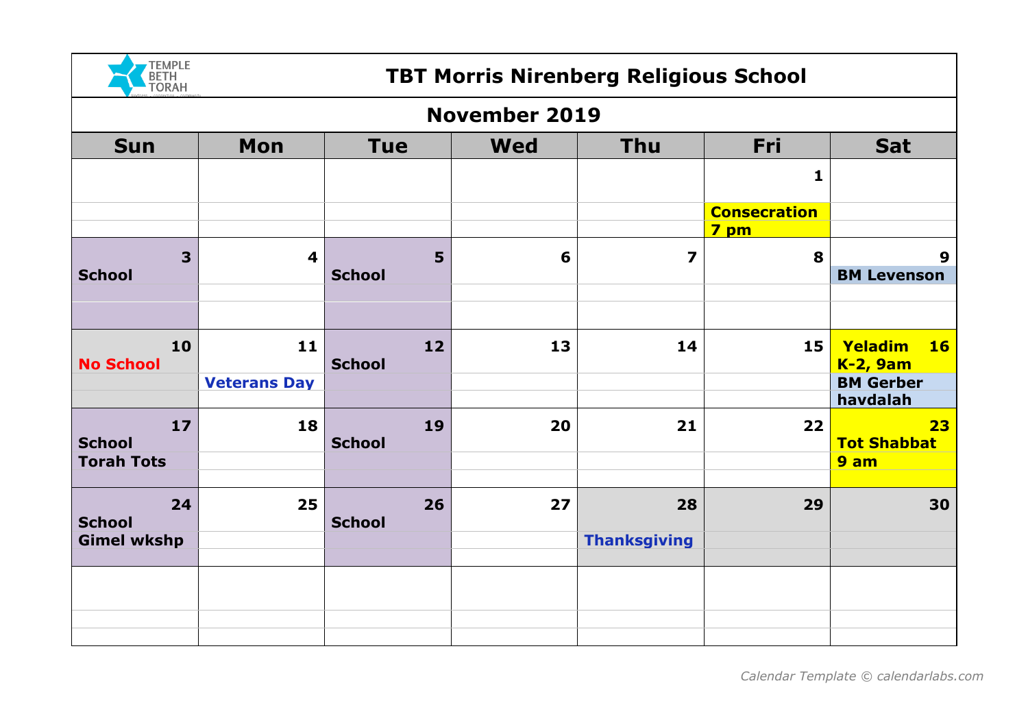# TBT Morris Nirenberg Religious School

## November 2019

| Sun | Mon | Tue | Wed | Thu | Fri | Sat |
|---|---|---|---|---|---|---|
| | | | | | **1** **Consecration 7 pm** | |
| **3** **School** | **4** | **5** **School** | **6** | **7** | **8** | **9** **BM Levenson** |
| **10** **No School** | **11** **Veterans Day** | **12** **School** | **13** | **14** | **15** | **16** **Yeladim K-2, 9am** **BM Gerber havdalah** |
| **17** **School** **Torah Tots** | **18** | **19** **School** | **20** | **21** | **22** | **23** **Tot Shabbat 9 am** |
| **24** **School** **Gimel wkshp** | **25** | **26** **School** | **27** | **28** **Thanksgiving** | **29** | **30** |
| | | | | | | |

*Calendar Template © calendarlabs.com*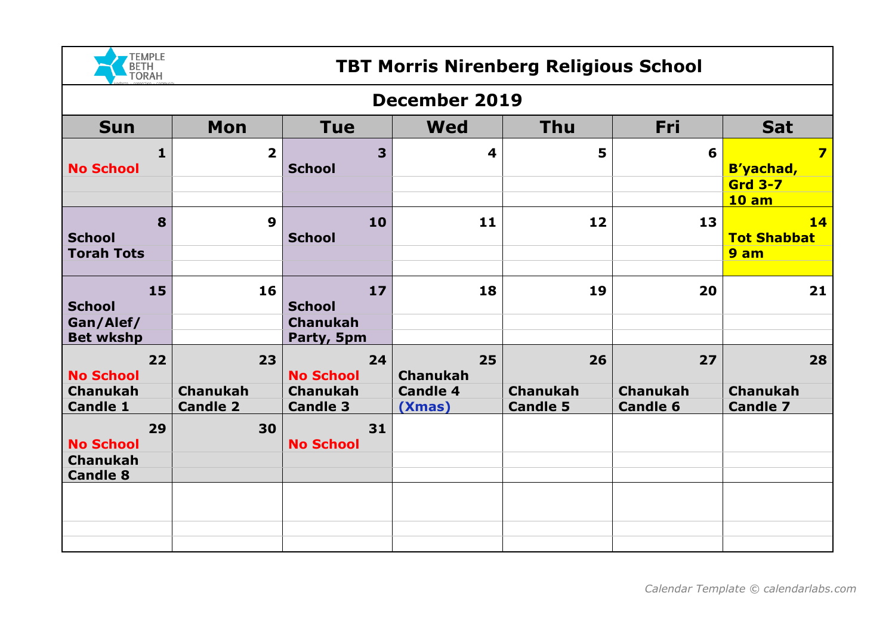# TBT Morris Nirenberg Religious School

## December 2019

| Sun | Mon | Tue | Wed | Thu | Fri | Sat |
|---|---|---|---|---|---|---|
| 1 No School | 2 | 3 School | 4 | 5 | 6 | 7 B'yachad, Grd 3-7 10 am |
| 8 School Torah Tots | 9 | 10 School | 11 | 12 | 13 | 14 Tot Shabbat 9 am |
| 15 School Gan/Alef/ Bet wkshp | 16 | 17 School Chanukah Party, 5pm | 18 | 19 | 20 | 21 |
| 22 No School Chanukah Candle 1 | 23 Chanukah Candle 2 | 24 No School Chanukah Candle 3 | 25 Chanukah Candle 4 (Xmas) | 26 Chanukah Candle 5 | 27 Chanukah Candle 6 | 28 Chanukah Candle 7 |
| 29 No School Chanukah Candle 8 | 30 | 31 No School | | | | |
| | | | | | | |

*Calendar Template © calendarlabs.com*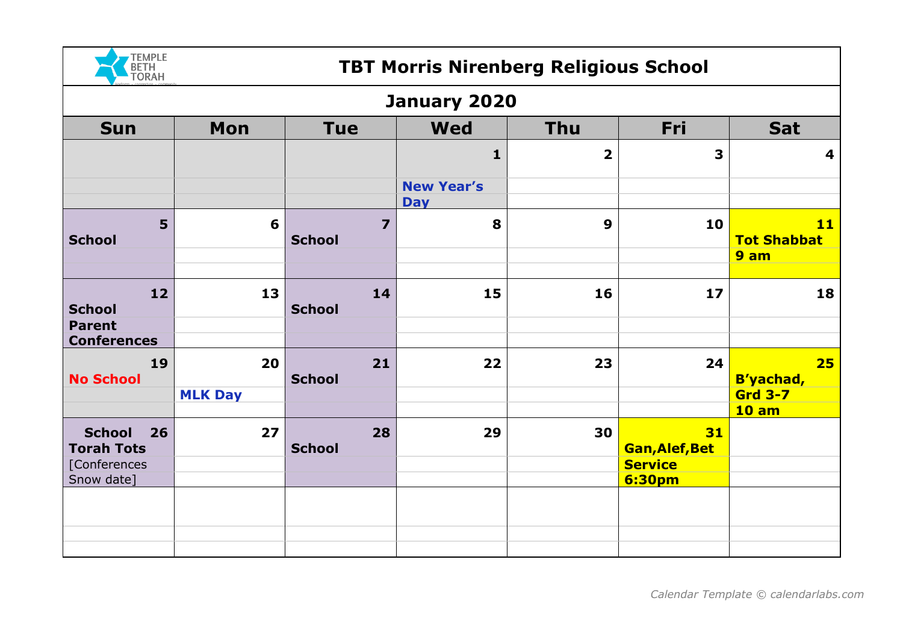# TBT Morris Nirenberg Religious School

## January 2020

| Sun | Mon | Tue | Wed | Thu | Fri | Sat |
|---|---|---|---|---|---|---|
| | | | 1 New Year's Day | 2 | 3 | 4 |
| 5 School | 6 | 7 School | 8 | 9 | 10 | 11 Tot Shabbat 9 am |
| 12 School Parent Conferences | 13 | 14 School | 15 | 16 | 17 | 18 |
| 19 No School | 20 MLK Day | 21 School | 22 | 23 | 24 | 25 B'yachad, Grd 3-7 10 am |
| 26 School Torah Tots [Conferences Snow date] | 27 | 28 School | 29 | 30 | 31 Gan,Alef,Bet Service 6:30pm | |
| | | | | | | |

*Calendar Template © calendarlabs.com*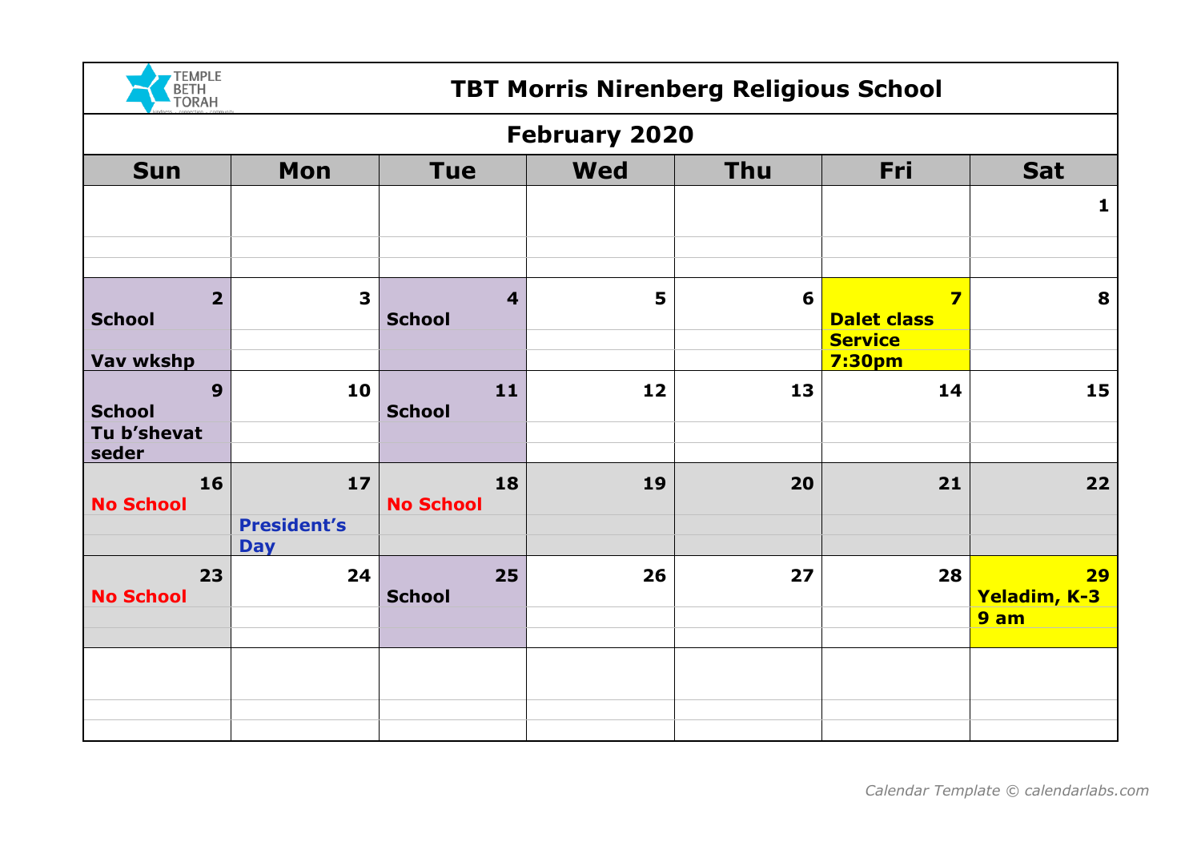TEMPLE BETH TORAH

# TBT Morris Nirenberg Religious School

## February 2020

| Sun | Mon | Tue | Wed | Thu | Fri | Sat |
|---|---|---|---|---|---|---|
| | | | | | | 1 |
| 2 School Vav wkshp | 3 | 4 School | 5 | 6 | 7 Dalet class Service 7:30pm | 8 |
| 9 School Tu b'shevat seder | 10 | 11 School | 12 | 13 | 14 | 15 |
| 16 No School | 17 President's Day | 18 No School | 19 | 20 | 21 | 22 |
| 23 No School | 24 | 25 School | 26 | 27 | 28 | 29 Yeladim, K-3 9 am |
| | | | | | | |

*Calendar Template © calendarlabs.com*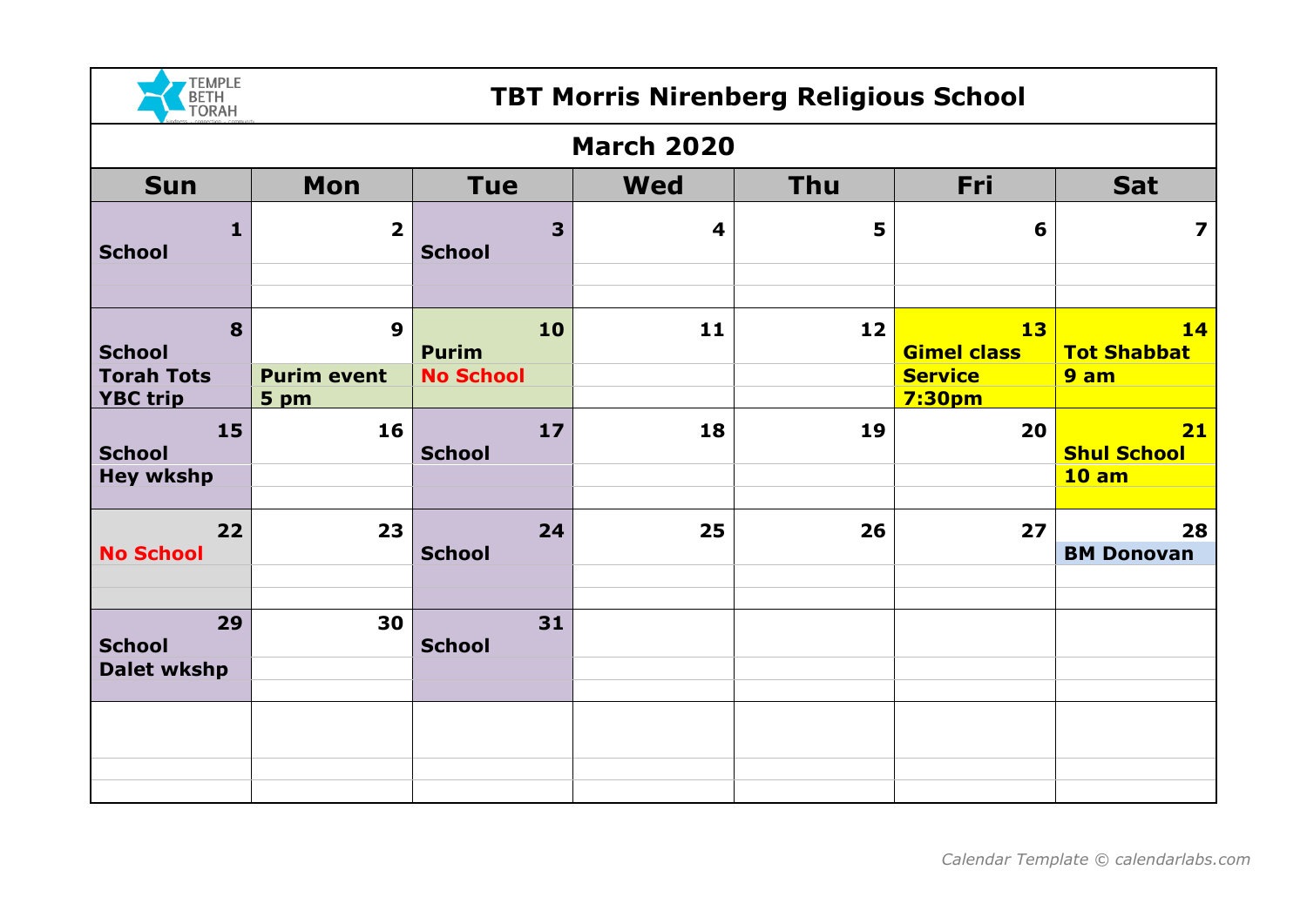# TBT Morris Nirenberg Religious School

## March 2020

| Sun | Mon | Tue | Wed | Thu | Fri | Sat |
|---|---|---|---|---|---|---|
| 1 School | 2 | 3 School | 4 | 5 | 6 | 7 |
| 8 School Torah Tots YBC trip | 9 Purim event 5 pm | 10 Purim No School | 11 | 12 | 13 Gimel class Service 7:30pm | 14 Tot Shabbat 9 am |
| 15 School Hey wkshp | 16 | 17 School | 18 | 19 | 20 | 21 Shul School 10 am |
| 22 No School | 23 | 24 School | 25 | 26 | 27 | 28 BM Donovan |
| 29 School Dalet wkshp | 30 | 31 School | | | | |

*Calendar Template © calendarlabs.com*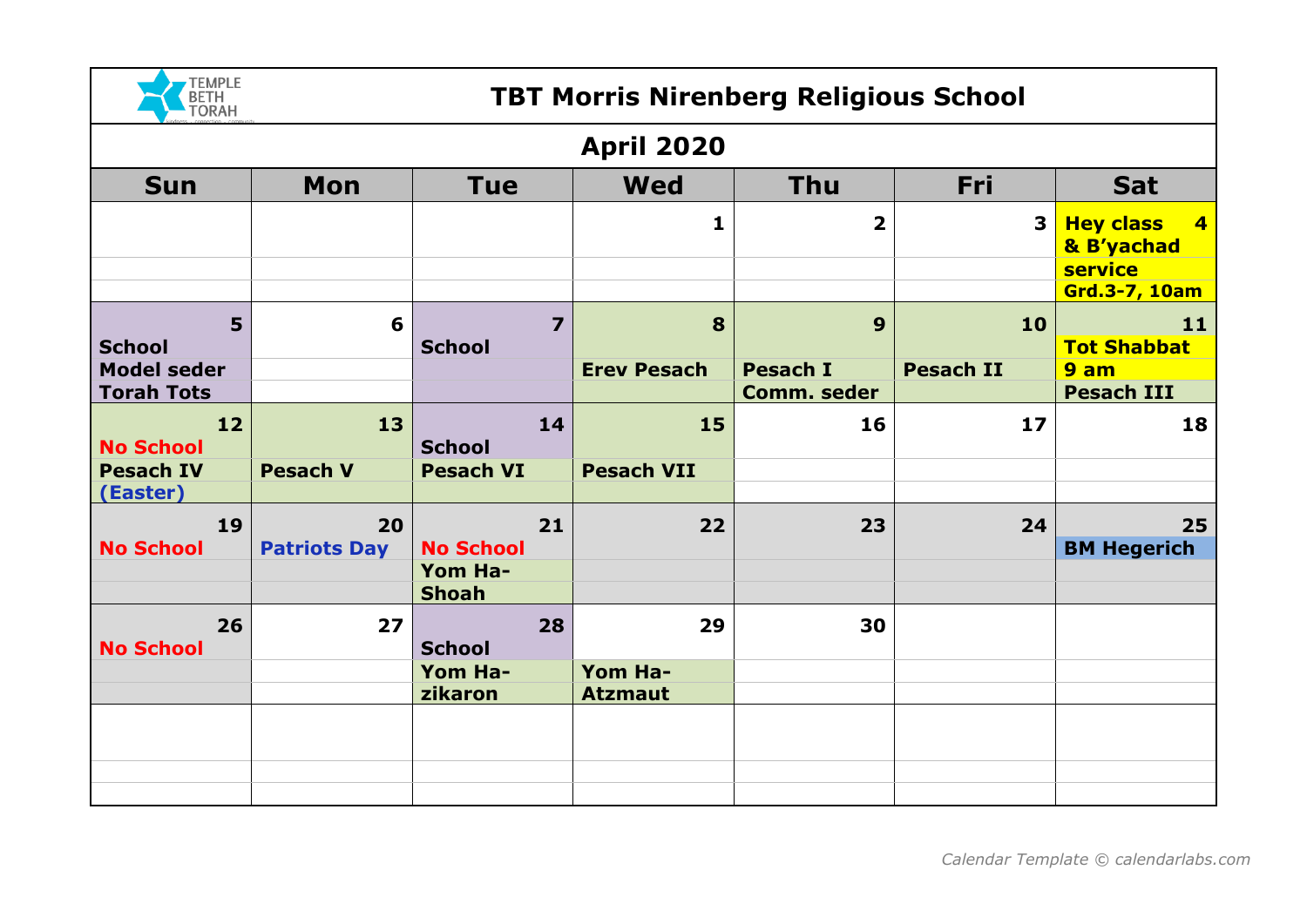TEMPLE BETH TORAH

# TBT Morris Nirenberg Religious School

## April 2020

| Sun | Mon | Tue | Wed | Thu | Fri | Sat |
|---|---|---|---|---|---|---|
| | | | 1 | 2 | 3 | 4 **Hey class & B'yachad service Grd.3-7, 10am** |
| 5 **School** **Model seder** **Torah Tots** | 6 | 7 **School** | 8 **Erev Pesach** | 9 **Pesach I** **Comm. seder** | 10 **Pesach II** | 11 **Tot Shabbat 9 am** **Pesach III** |
| 12 **No School** **Pesach IV** **(Easter)** | 13 **Pesach V** | 14 **School** **Pesach VI** | 15 **Pesach VII** | 16 | 17 | 18 |
| 19 **No School** | 20 **Patriots Day** | 21 **No School** **Yom Ha-Shoah** | 22 | 23 | 24 | 25 **BM Hegerich** |
| 26 **No School** | 27 | 28 **School** **Yom Ha-zikaron** | 29 **Yom Ha-Atzmaut** | 30 | | |
| | | | | | | |

*Calendar Template © calendarlabs.com*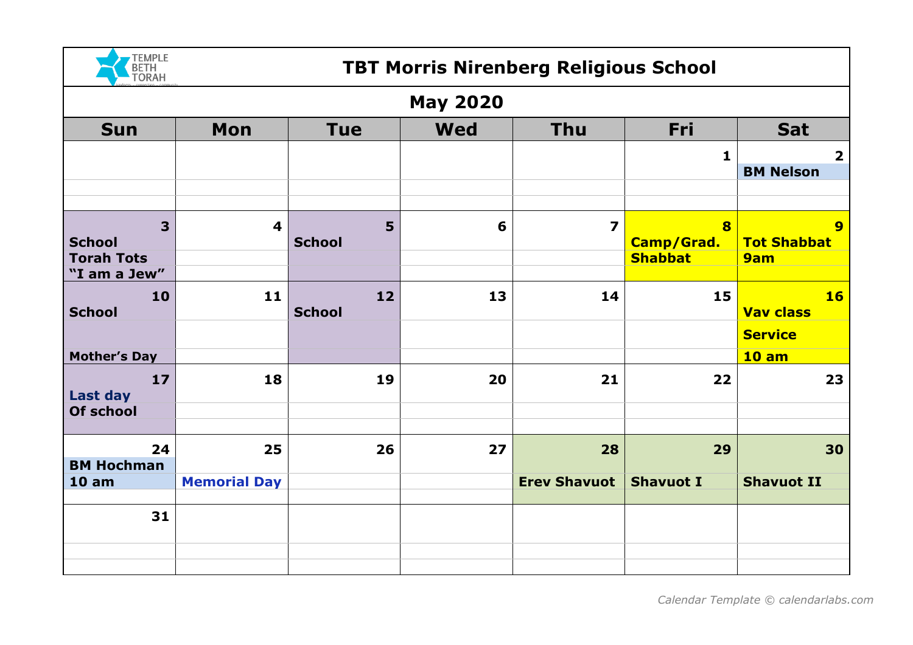# TBT Morris Nirenberg Religious School

## May 2020

| Sun | Mon | Tue | Wed | Thu | Fri | Sat |
|---|---|---|---|---|---|---|
| | | | | | 1 | 2 BM Nelson |
| 3 School Torah Tots "I am a Jew" | 4 | 5 School | 6 | 7 | 8 Camp/Grad. Shabbat | 9 Tot Shabbat 9am |
| 10 School Mother's Day | 11 | 12 School | 13 | 14 | 15 | 16 Vav class Service 10 am |
| 17 Last day Of school | 18 | 19 | 20 | 21 | 22 | 23 |
| 24 BM Hochman 10 am | 25 Memorial Day | 26 | 27 | 28 Erev Shavuot | 29 Shavuot I | 30 Shavuot II |
| 31 | | | | | | |

*Calendar Template © calendarlabs.com*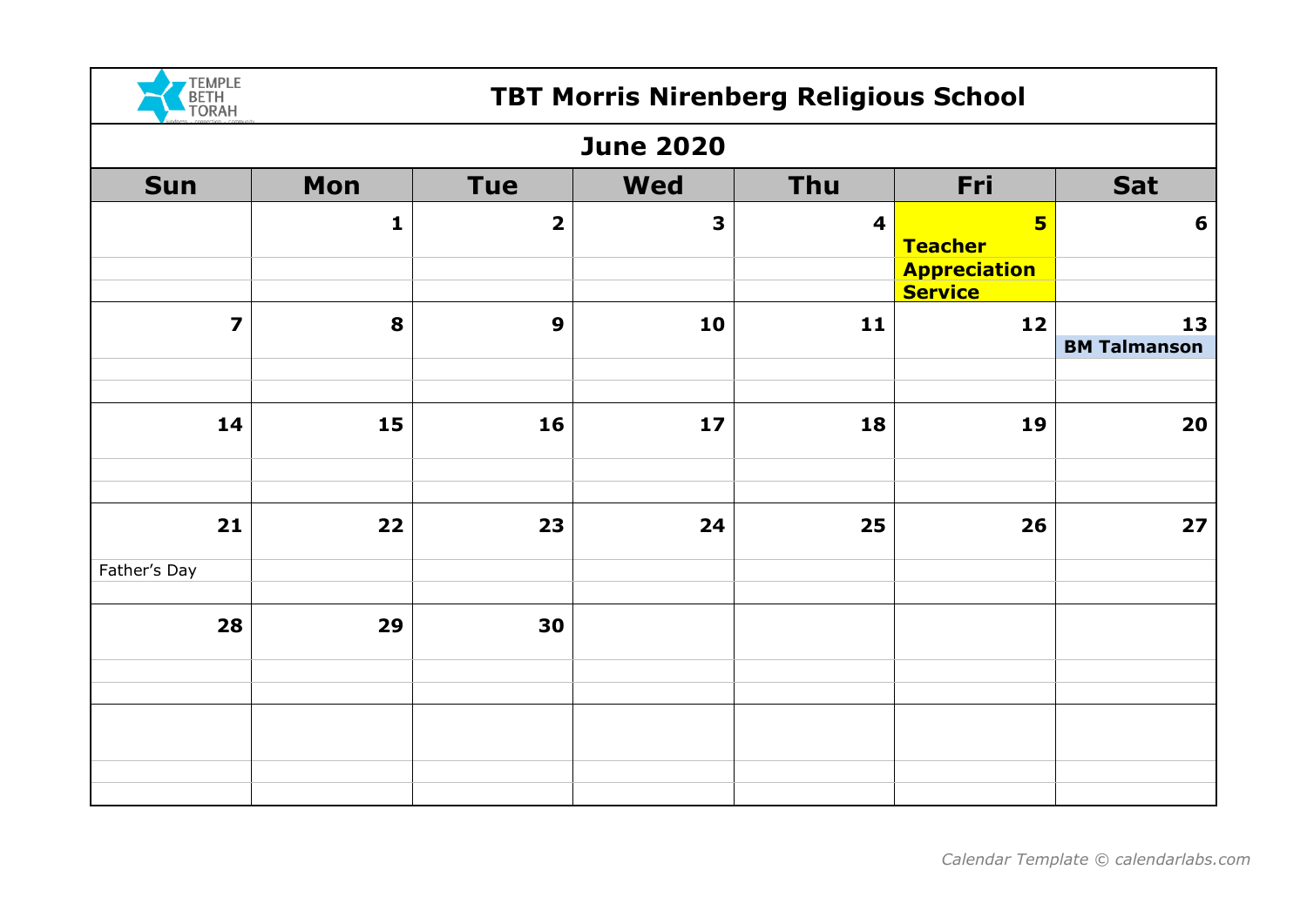TEMPLE BETH TORAH

# TBT Morris Nirenberg Religious School

## June 2020

| Sun | Mon | Tue | Wed | Thu | Fri | Sat |
|---|---|---|---|---|---|---|
| | 1 | 2 | 3 | 4 | 5 **Teacher Appreciation Service** | 6 |
| 7 | 8 | 9 | 10 | 11 | 12 | 13 **BM Talmanson** |
| 14 | 15 | 16 | 17 | 18 | 19 | 20 |
| 21 Father's Day | 22 | 23 | 24 | 25 | 26 | 27 |
| 28 | 29 | 30 | | | | |
| | | | | | | |

*Calendar Template © calendarlabs.com*